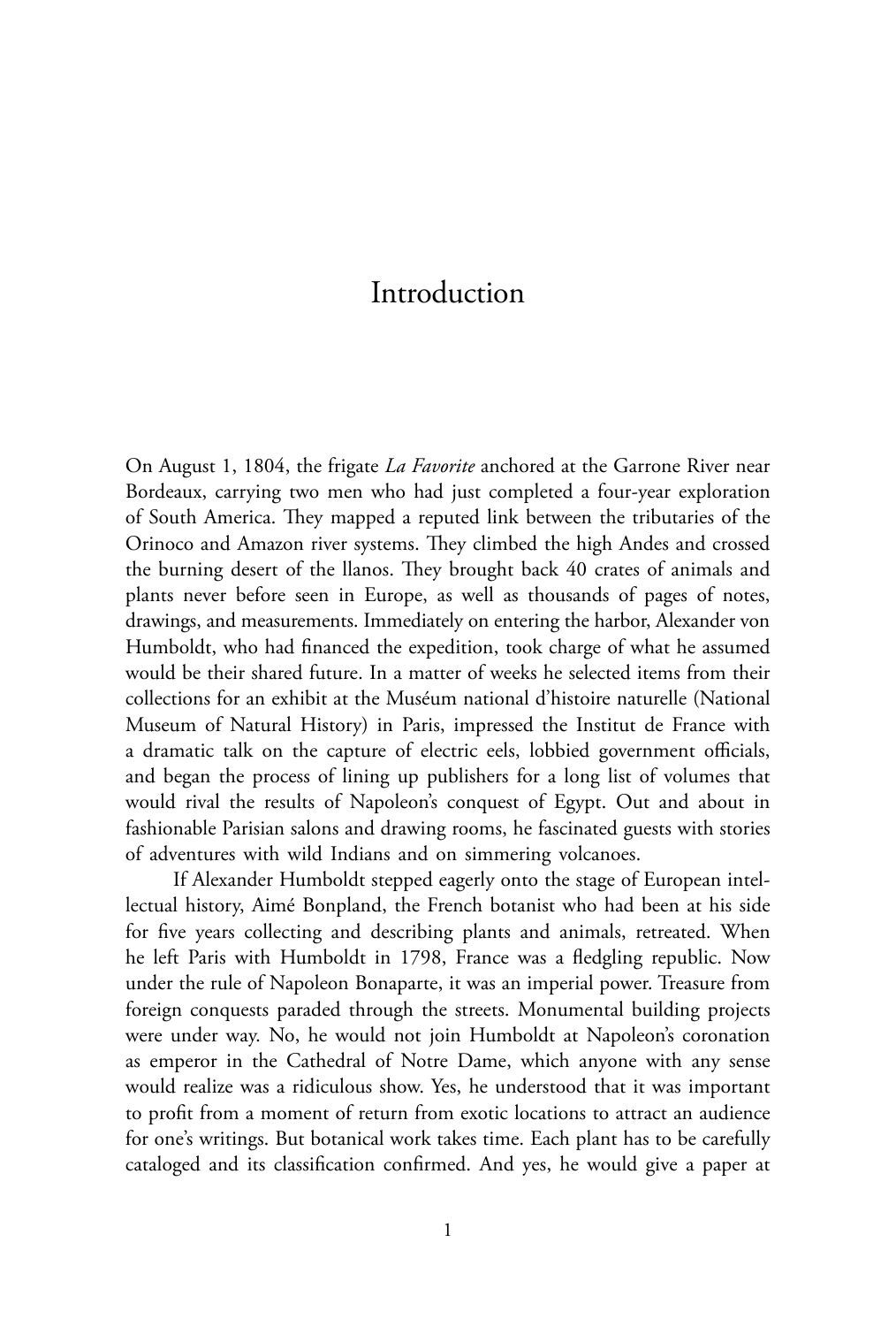# Introduction

On August 1, 1804, the frigate *La Favorite* anchored at the Garrone River near Bordeaux, carrying two men who had just completed a four-year exploration of South America. They mapped a reputed link between the tributaries of the Orinoco and Amazon river systems. They climbed the high Andes and crossed the burning desert of the llanos. They brought back 40 crates of animals and plants never before seen in Europe, as well as thousands of pages of notes, drawings, and measurements. Immediately on entering the harbor, Alexander von Humboldt, who had financed the expedition, took charge of what he assumed would be their shared future. In a matter of weeks he selected items from their collections for an exhibit at the Muséum national d'histoire naturelle (National Museum of Natural History) in Paris, impressed the Institut de France with a dramatic talk on the capture of electric eels, lobbied government officials, and began the process of lining up publishers for a long list of volumes that would rival the results of Napoleon's conquest of Egypt. Out and about in fashionable Parisian salons and drawing rooms, he fascinated guests with stories of adventures with wild Indians and on simmering volcanoes.

If Alexander Humboldt stepped eagerly onto the stage of European intellectual history, Aimé Bonpland, the French botanist who had been at his side for five years collecting and describing plants and animals, retreated. When he left Paris with Humboldt in 1798, France was a fledgling republic. Now under the rule of Napoleon Bonaparte, it was an imperial power. Treasure from foreign conquests paraded through the streets. Monumental building projects were under way. No, he would not join Humboldt at Napoleon's coronation as emperor in the Cathedral of Notre Dame, which anyone with any sense would realize was a ridiculous show. Yes, he understood that it was important to profit from a moment of return from exotic locations to attract an audience for one's writings. But botanical work takes time. Each plant has to be carefully cataloged and its classification confirmed. And yes, he would give a paper at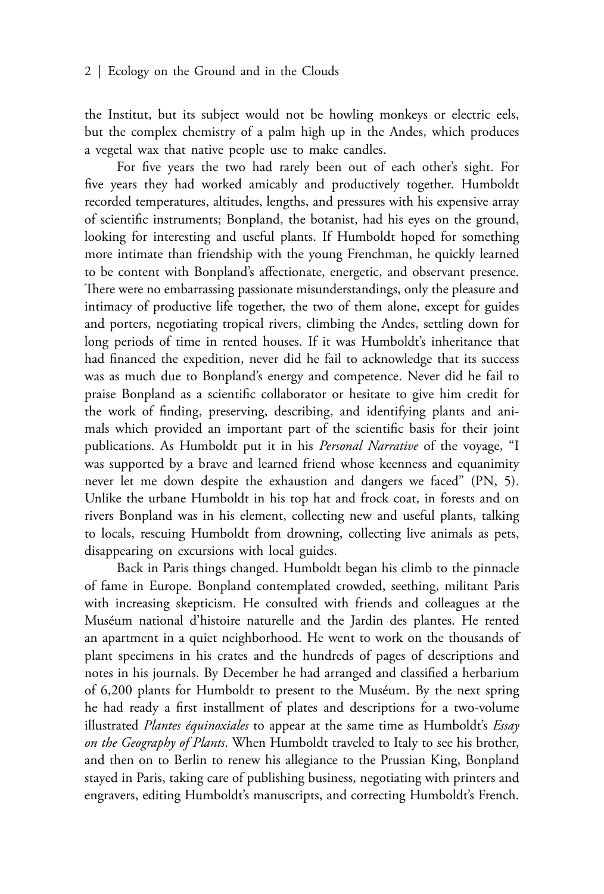the Institut, but its subject would not be howling monkeys or electric eels, but the complex chemistry of a palm high up in the Andes, which produces a vegetal wax that native people use to make candles.

For five years the two had rarely been out of each other's sight. For five years they had worked amicably and productively together. Humboldt recorded temperatures, altitudes, lengths, and pressures with his expensive array of scientific instruments; Bonpland, the botanist, had his eyes on the ground, looking for interesting and useful plants. If Humboldt hoped for something more intimate than friendship with the young Frenchman, he quickly learned to be content with Bonpland's affectionate, energetic, and observant presence. There were no embarrassing passionate misunderstandings, only the pleasure and intimacy of productive life together, the two of them alone, except for guides and porters, negotiating tropical rivers, climbing the Andes, settling down for long periods of time in rented houses. If it was Humboldt's inheritance that had financed the expedition, never did he fail to acknowledge that its success was as much due to Bonpland's energy and competence. Never did he fail to praise Bonpland as a scientific collaborator or hesitate to give him credit for the work of finding, preserving, describing, and identifying plants and animals which provided an important part of the scientific basis for their joint publications. As Humboldt put it in his *Personal Narrative* of the voyage, "I was supported by a brave and learned friend whose keenness and equanimity never let me down despite the exhaustion and dangers we faced" (PN, 5). Unlike the urbane Humboldt in his top hat and frock coat, in forests and on rivers Bonpland was in his element, collecting new and useful plants, talking to locals, rescuing Humboldt from drowning, collecting live animals as pets, disappearing on excursions with local guides.

Back in Paris things changed. Humboldt began his climb to the pinnacle of fame in Europe. Bonpland contemplated crowded, seething, militant Paris with increasing skepticism. He consulted with friends and colleagues at the Muséum national d'histoire naturelle and the Jardin des plantes. He rented an apartment in a quiet neighborhood. He went to work on the thousands of plant specimens in his crates and the hundreds of pages of descriptions and notes in his journals. By December he had arranged and classified a herbarium of 6,200 plants for Humboldt to present to the Muséum. By the next spring he had ready a first installment of plates and descriptions for a two-volume illustrated *Plantes équinoxiales* to appear at the same time as Humboldt's *Essay on the Geography of Plants*. When Humboldt traveled to Italy to see his brother, and then on to Berlin to renew his allegiance to the Prussian King, Bonpland stayed in Paris, taking care of publishing business, negotiating with printers and engravers, editing Humboldt's manuscripts, and correcting Humboldt's French.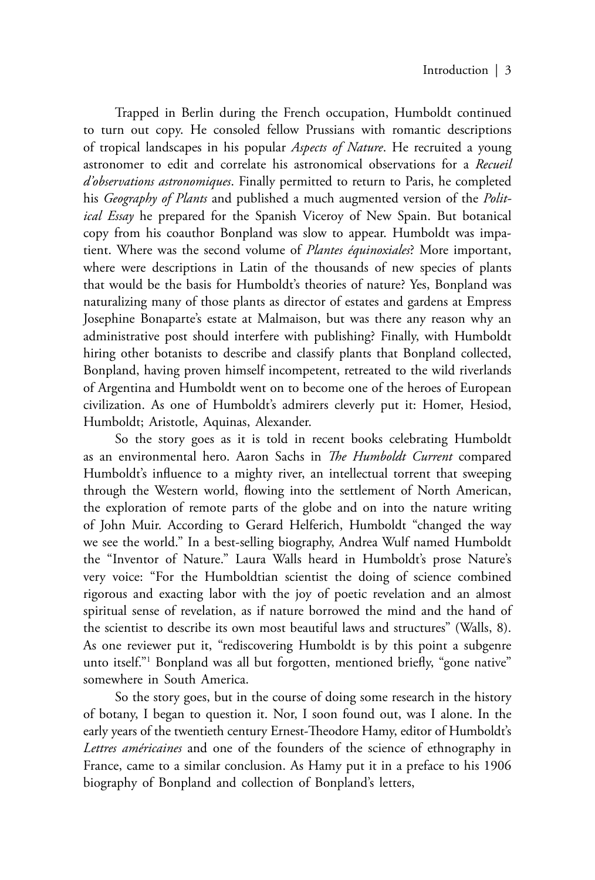Trapped in Berlin during the French occupation, Humboldt continued to turn out copy. He consoled fellow Prussians with romantic descriptions of tropical landscapes in his popular *Aspects of Nature*. He recruited a young astronomer to edit and correlate his astronomical observations for a *Recueil d'observations astronomiques*. Finally permitted to return to Paris, he completed his *Geography of Plants* and published a much augmented version of the *Political Essay* he prepared for the Spanish Viceroy of New Spain. But botanical copy from his coauthor Bonpland was slow to appear. Humboldt was impatient. Where was the second volume of *Plantes équinoxiales*? More important, where were descriptions in Latin of the thousands of new species of plants that would be the basis for Humboldt's theories of nature? Yes, Bonpland was naturalizing many of those plants as director of estates and gardens at Empress Josephine Bonaparte's estate at Malmaison, but was there any reason why an administrative post should interfere with publishing? Finally, with Humboldt hiring other botanists to describe and classify plants that Bonpland collected, Bonpland, having proven himself incompetent, retreated to the wild riverlands of Argentina and Humboldt went on to become one of the heroes of European civilization. As one of Humboldt's admirers cleverly put it: Homer, Hesiod, Humboldt; Aristotle, Aquinas, Alexander.

So the story goes as it is told in recent books celebrating Humboldt as an environmental hero. Aaron Sachs in *The Humboldt Current* compared Humboldt's influence to a mighty river, an intellectual torrent that sweeping through the Western world, flowing into the settlement of North American, the exploration of remote parts of the globe and on into the nature writing of John Muir. According to Gerard Helferich, Humboldt "changed the way we see the world." In a best-selling biography, Andrea Wulf named Humboldt the "Inventor of Nature." Laura Walls heard in Humboldt's prose Nature's very voice: "For the Humboldtian scientist the doing of science combined rigorous and exacting labor with the joy of poetic revelation and an almost spiritual sense of revelation, as if nature borrowed the mind and the hand of the scientist to describe its own most beautiful laws and structures" (Walls, 8). As one reviewer put it, "rediscovering Humboldt is by this point a subgenre unto itself."[1] Bonpland was all but forgotten, mentioned briefly, "gone native" somewhere in South America.

So the story goes, but in the course of doing some research in the history of botany, I began to question it. Nor, I soon found out, was I alone. In the early years of the twentieth century Ernest-Theodore Hamy, editor of Humboldt's *Lettres américaines* and one of the founders of the science of ethnography in France, came to a similar conclusion. As Hamy put it in a preface to his 1906 biography of Bonpland and collection of Bonpland's letters,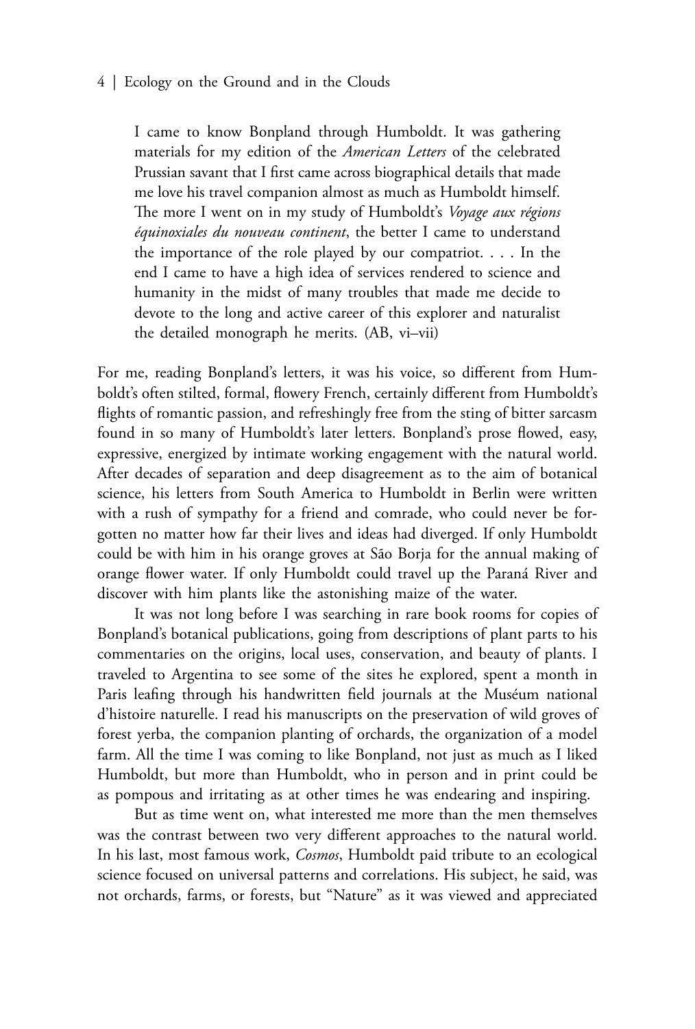> I came to know Bonpland through Humboldt. It was gathering materials for my edition of the *American Letters* of the celebrated Prussian savant that I first came across biographical details that made me love his travel companion almost as much as Humboldt himself. The more I went on in my study of Humboldt's *Voyage aux régions équinoxiales du nouveau continent*, the better I came to understand the importance of the role played by our compatriot. . . . In the end I came to have a high idea of services rendered to science and humanity in the midst of many troubles that made me decide to devote to the long and active career of this explorer and naturalist the detailed monograph he merits. (AB, vi–vii)

For me, reading Bonpland's letters, it was his voice, so different from Humboldt's often stilted, formal, flowery French, certainly different from Humboldt's flights of romantic passion, and refreshingly free from the sting of bitter sarcasm found in so many of Humboldt's later letters. Bonpland's prose flowed, easy, expressive, energized by intimate working engagement with the natural world. After decades of separation and deep disagreement as to the aim of botanical science, his letters from South America to Humboldt in Berlin were written with a rush of sympathy for a friend and comrade, who could never be forgotten no matter how far their lives and ideas had diverged. If only Humboldt could be with him in his orange groves at São Borja for the annual making of orange flower water. If only Humboldt could travel up the Paraná River and discover with him plants like the astonishing maize of the water.

It was not long before I was searching in rare book rooms for copies of Bonpland's botanical publications, going from descriptions of plant parts to his commentaries on the origins, local uses, conservation, and beauty of plants. I traveled to Argentina to see some of the sites he explored, spent a month in Paris leafing through his handwritten field journals at the Muséum national d'histoire naturelle. I read his manuscripts on the preservation of wild groves of forest yerba, the companion planting of orchards, the organization of a model farm. All the time I was coming to like Bonpland, not just as much as I liked Humboldt, but more than Humboldt, who in person and in print could be as pompous and irritating as at other times he was endearing and inspiring.

But as time went on, what interested me more than the men themselves was the contrast between two very different approaches to the natural world. In his last, most famous work, *Cosmos*, Humboldt paid tribute to an ecological science focused on universal patterns and correlations. His subject, he said, was not orchards, farms, or forests, but "Nature" as it was viewed and appreciated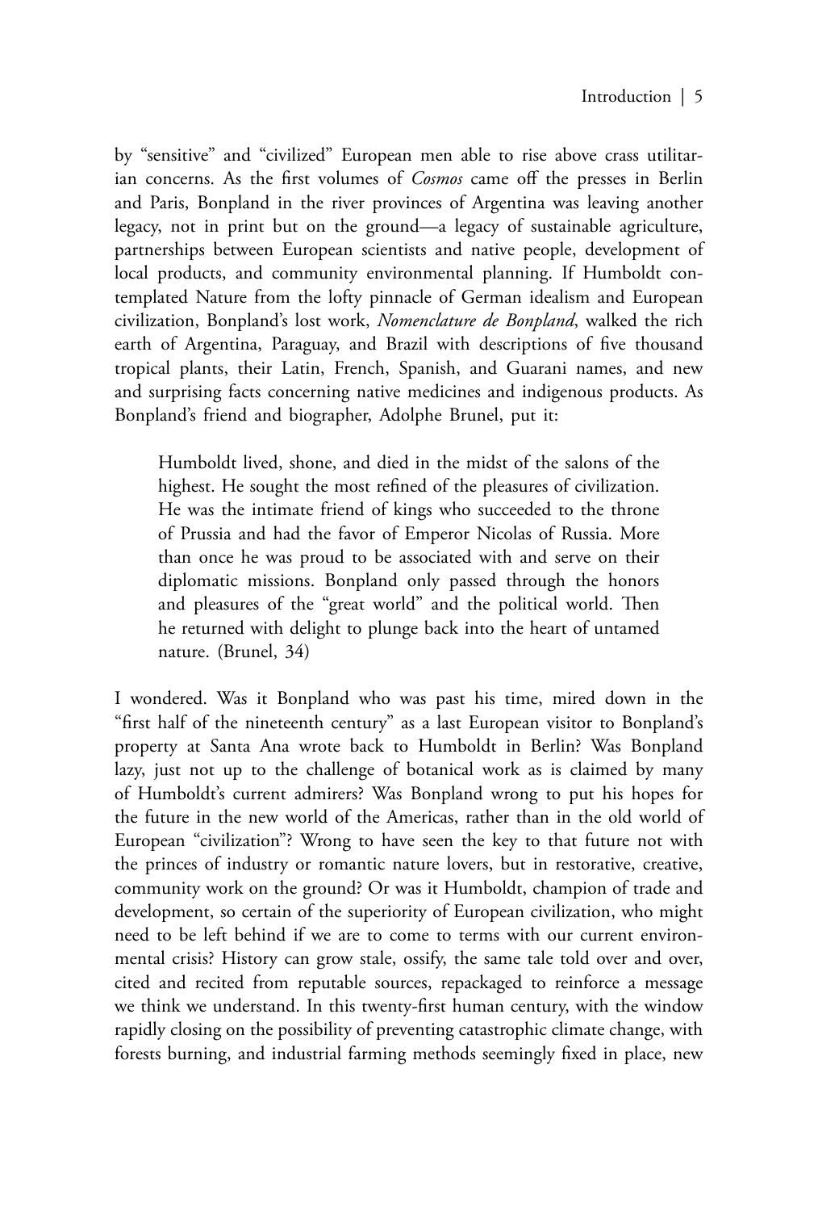by "sensitive" and "civilized" European men able to rise above crass utilitarian concerns. As the first volumes of *Cosmos* came off the presses in Berlin and Paris, Bonpland in the river provinces of Argentina was leaving another legacy, not in print but on the ground—a legacy of sustainable agriculture, partnerships between European scientists and native people, development of local products, and community environmental planning. If Humboldt contemplated Nature from the lofty pinnacle of German idealism and European civilization, Bonpland's lost work, *Nomenclature de Bonpland*, walked the rich earth of Argentina, Paraguay, and Brazil with descriptions of five thousand tropical plants, their Latin, French, Spanish, and Guarani names, and new and surprising facts concerning native medicines and indigenous products. As Bonpland's friend and biographer, Adolphe Brunel, put it:

> Humboldt lived, shone, and died in the midst of the salons of the highest. He sought the most refined of the pleasures of civilization. He was the intimate friend of kings who succeeded to the throne of Prussia and had the favor of Emperor Nicolas of Russia. More than once he was proud to be associated with and serve on their diplomatic missions. Bonpland only passed through the honors and pleasures of the "great world" and the political world. Then he returned with delight to plunge back into the heart of untamed nature. (Brunel, 34)

I wondered. Was it Bonpland who was past his time, mired down in the "first half of the nineteenth century" as a last European visitor to Bonpland's property at Santa Ana wrote back to Humboldt in Berlin? Was Bonpland lazy, just not up to the challenge of botanical work as is claimed by many of Humboldt's current admirers? Was Bonpland wrong to put his hopes for the future in the new world of the Americas, rather than in the old world of European "civilization"? Wrong to have seen the key to that future not with the princes of industry or romantic nature lovers, but in restorative, creative, community work on the ground? Or was it Humboldt, champion of trade and development, so certain of the superiority of European civilization, who might need to be left behind if we are to come to terms with our current environmental crisis? History can grow stale, ossify, the same tale told over and over, cited and recited from reputable sources, repackaged to reinforce a message we think we understand. In this twenty-first human century, with the window rapidly closing on the possibility of preventing catastrophic climate change, with forests burning, and industrial farming methods seemingly fixed in place, new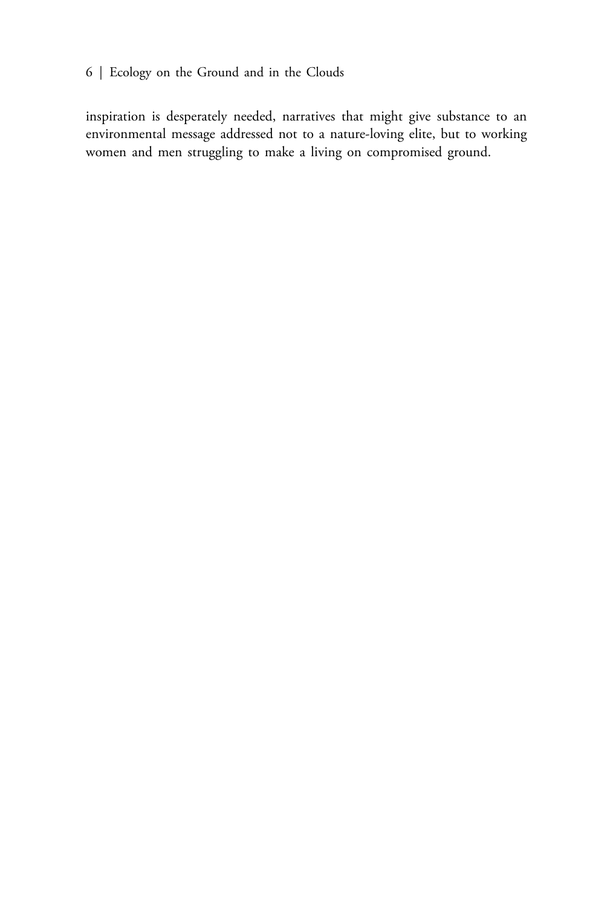inspiration is desperately needed, narratives that might give substance to an environmental message addressed not to a nature-loving elite, but to working women and men struggling to make a living on compromised ground.